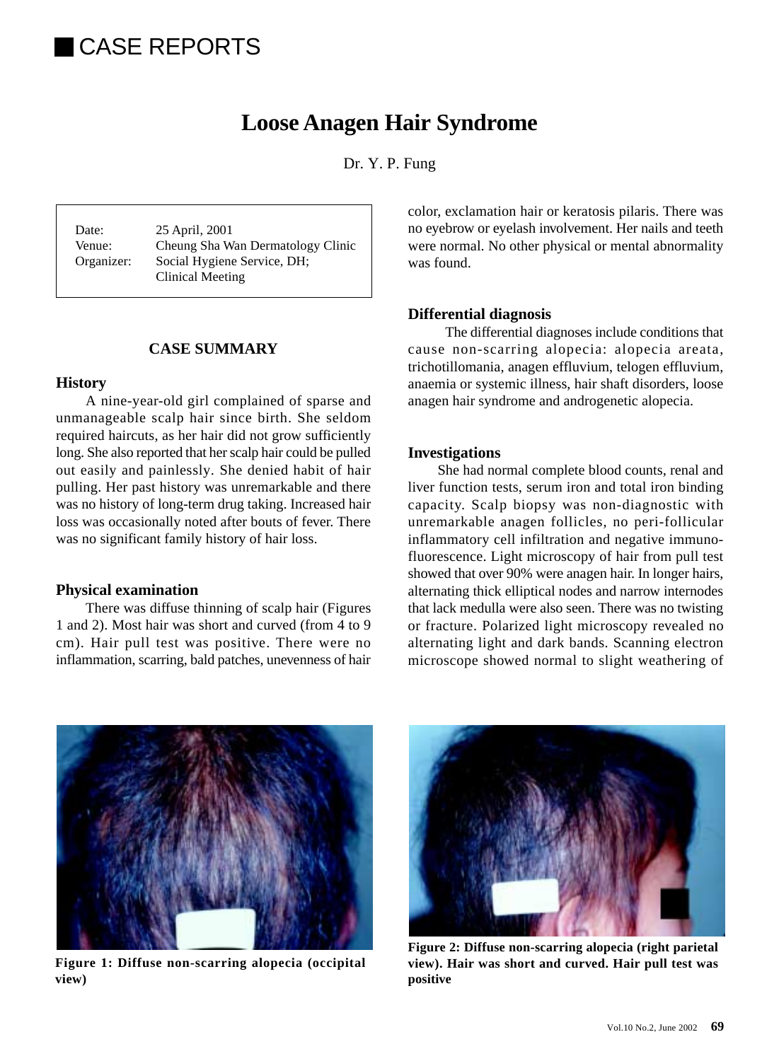# CASE REPORTS

## Loose Anagen Hair Syndrome

Dr. Y. P. Fung

| | |
|---|---|
| Date: | 25 April, 2001 |
| Venue: | Cheung Sha Wan Dermatology Clinic |
| Organizer: | Social Hygiene Service, DH; Clinical Meeting |

### CASE SUMMARY

### History

A nine-year-old girl complained of sparse and unmanageable scalp hair since birth. She seldom required haircuts, as her hair did not grow sufficiently long. She also reported that her scalp hair could be pulled out easily and painlessly. She denied habit of hair pulling. Her past history was unremarkable and there was no history of long-term drug taking. Increased hair loss was occasionally noted after bouts of fever. There was no significant family history of hair loss.

### Physical examination

There was diffuse thinning of scalp hair (Figures 1 and 2). Most hair was short and curved (from 4 to 9 cm). Hair pull test was positive. There were no inflammation, scarring, bald patches, unevenness of hair color, exclamation hair or keratosis pilaris. There was no eyebrow or eyelash involvement. Her nails and teeth were normal. No other physical or mental abnormality was found.

### Differential diagnosis

The differential diagnoses include conditions that cause non-scarring alopecia: alopecia areata, trichotillomania, anagen effluvium, telogen effluvium, anaemia or systemic illness, hair shaft disorders, loose anagen hair syndrome and androgenetic alopecia.

### Investigations

She had normal complete blood counts, renal and liver function tests, serum iron and total iron binding capacity. Scalp biopsy was non-diagnostic with unremarkable anagen follicles, no peri-follicular inflammatory cell infiltration and negative immunofluorescence. Light microscopy of hair from pull test showed that over 90% were anagen hair. In longer hairs, alternating thick elliptical nodes and narrow internodes that lack medulla were also seen. There was no twisting or fracture. Polarized light microscopy revealed no alternating light and dark bands. Scanning electron microscope showed normal to slight weathering of

**Figure 1: Diffuse non-scarring alopecia (occipital view)**

**Figure 2: Diffuse non-scarring alopecia (right parietal view). Hair was short and curved. Hair pull test was positive**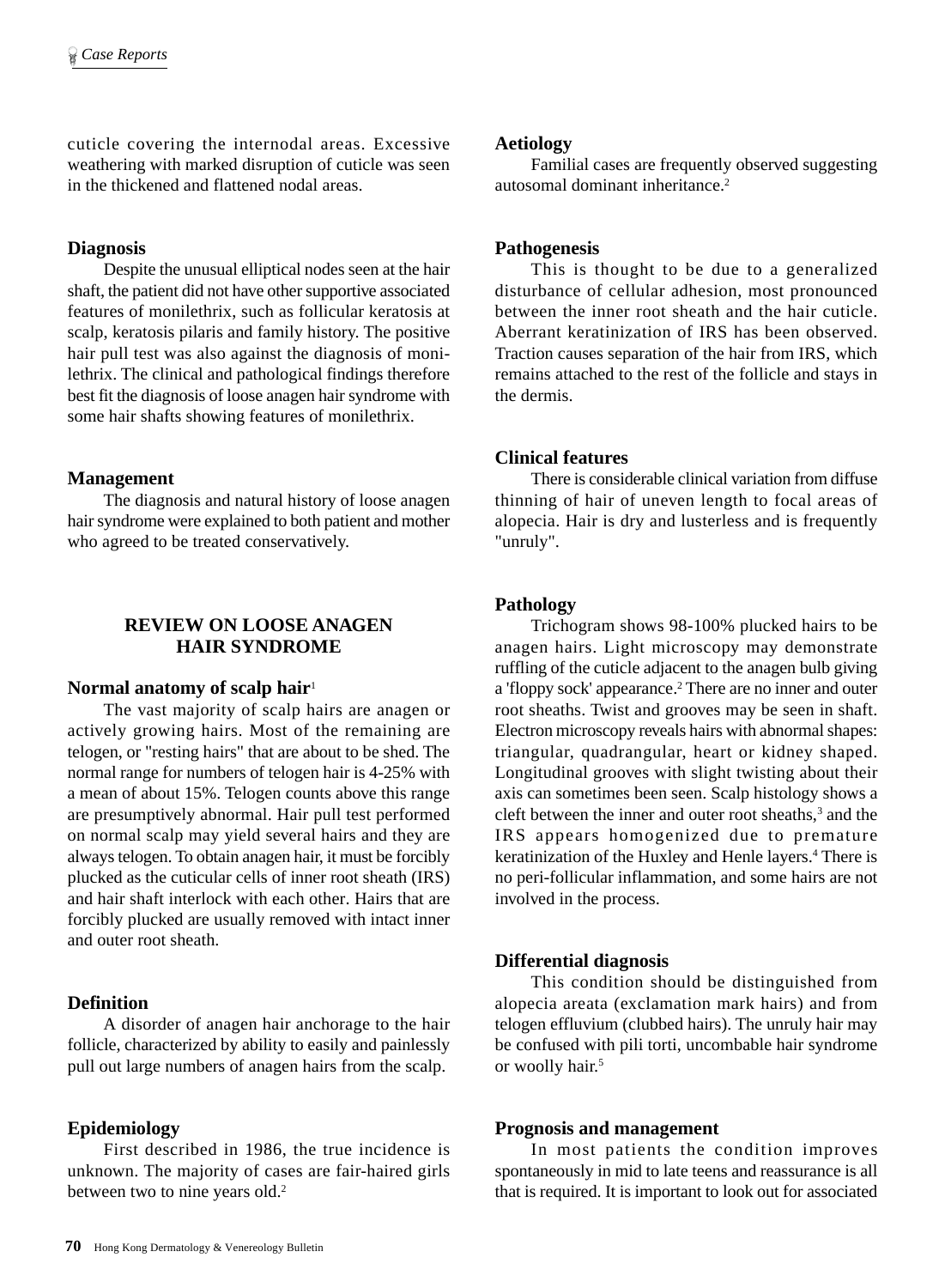cuticle covering the internodal areas. Excessive weathering with marked disruption of cuticle was seen in the thickened and flattened nodal areas.

### Diagnosis

Despite the unusual elliptical nodes seen at the hair shaft, the patient did not have other supportive associated features of monilethrix, such as follicular keratosis at scalp, keratosis pilaris and family history. The positive hair pull test was also against the diagnosis of monilethrix. The clinical and pathological findings therefore best fit the diagnosis of loose anagen hair syndrome with some hair shafts showing features of monilethrix.

### Management

The diagnosis and natural history of loose anagen hair syndrome were explained to both patient and mother who agreed to be treated conservatively.

## REVIEW ON LOOSE ANAGEN HAIR SYNDROME

### Normal anatomy of scalp hair[1]

The vast majority of scalp hairs are anagen or actively growing hairs. Most of the remaining are telogen, or "resting hairs" that are about to be shed. The normal range for numbers of telogen hair is 4-25% with a mean of about 15%. Telogen counts above this range are presumptively abnormal. Hair pull test performed on normal scalp may yield several hairs and they are always telogen. To obtain anagen hair, it must be forcibly plucked as the cuticular cells of inner root sheath (IRS) and hair shaft interlock with each other. Hairs that are forcibly plucked are usually removed with intact inner and outer root sheath.

### Definition

A disorder of anagen hair anchorage to the hair follicle, characterized by ability to easily and painlessly pull out large numbers of anagen hairs from the scalp.

### Epidemiology

First described in 1986, the true incidence is unknown. The majority of cases are fair-haired girls between two to nine years old.[2]

### Aetiology

Familial cases are frequently observed suggesting autosomal dominant inheritance.[2]

### Pathogenesis

This is thought to be due to a generalized disturbance of cellular adhesion, most pronounced between the inner root sheath and the hair cuticle. Aberrant keratinization of IRS has been observed. Traction causes separation of the hair from IRS, which remains attached to the rest of the follicle and stays in the dermis.

### Clinical features

There is considerable clinical variation from diffuse thinning of hair of uneven length to focal areas of alopecia. Hair is dry and lusterless and is frequently "unruly".

### Pathology

Trichogram shows 98-100% plucked hairs to be anagen hairs. Light microscopy may demonstrate ruffling of the cuticle adjacent to the anagen bulb giving a 'floppy sock' appearance.[2] There are no inner and outer root sheaths. Twist and grooves may be seen in shaft. Electron microscopy reveals hairs with abnormal shapes: triangular, quadrangular, heart or kidney shaped. Longitudinal grooves with slight twisting about their axis can sometimes been seen. Scalp histology shows a cleft between the inner and outer root sheaths,[3] and the IRS appears homogenized due to premature keratinization of the Huxley and Henle layers.[4] There is no peri-follicular inflammation, and some hairs are not involved in the process.

### Differential diagnosis

This condition should be distinguished from alopecia areata (exclamation mark hairs) and from telogen effluvium (clubbed hairs). The unruly hair may be confused with pili torti, uncombable hair syndrome or woolly hair.[5]

### Prognosis and management

In most patients the condition improves spontaneously in mid to late teens and reassurance is all that is required. It is important to look out for associated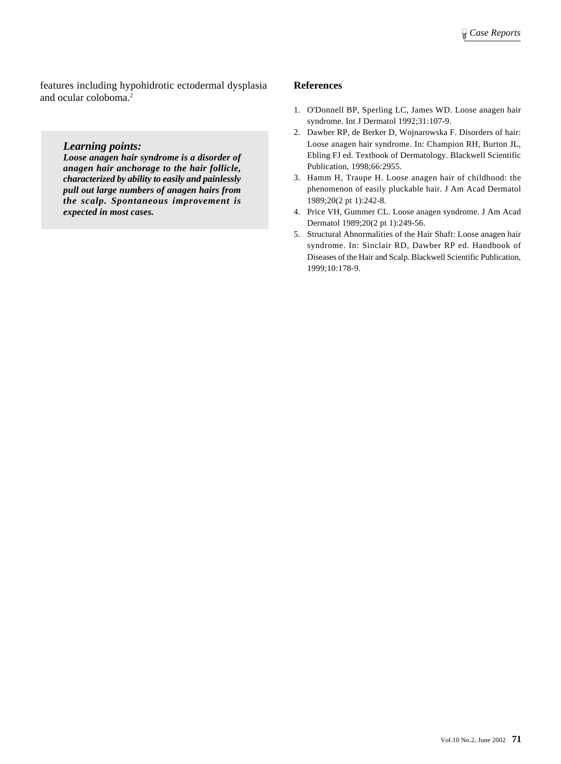features including hypohidrotic ectodermal dysplasia and ocular coloboma.[2]

> ***Learning points:***
> ***Loose anagen hair syndrome is a disorder of anagen hair anchorage to the hair follicle, characterized by ability to easily and painlessly pull out large numbers of anagen hairs from the scalp. Spontaneous improvement is expected in most cases.***

## References

1. O'Donnell BP, Sperling LC, James WD. Loose anagen hair syndrome. Int J Dermatol 1992;31:107-9.
2. Dawber RP, de Berker D, Wojnarowska F. Disorders of hair: Loose anagen hair syndrome. In: Champion RH, Burton JL, Ebling FJ ed. Textbook of Dermatology. Blackwell Scientific Publication, 1998;66:2955.
3. Hamm H, Traupe H. Loose anagen hair of childhood: the phenomenon of easily pluckable hair. J Am Acad Dermatol 1989;20(2 pt 1):242-8.
4. Price VH, Gummer CL. Loose anagen syndrome. J Am Acad Dermatol 1989;20(2 pt 1):249-56.
5. Structural Abnormalities of the Hair Shaft: Loose anagen hair syndrome. In: Sinclair RD, Dawber RP ed. Handbook of Diseases of the Hair and Scalp. Blackwell Scientific Publication, 1999;10:178-9.